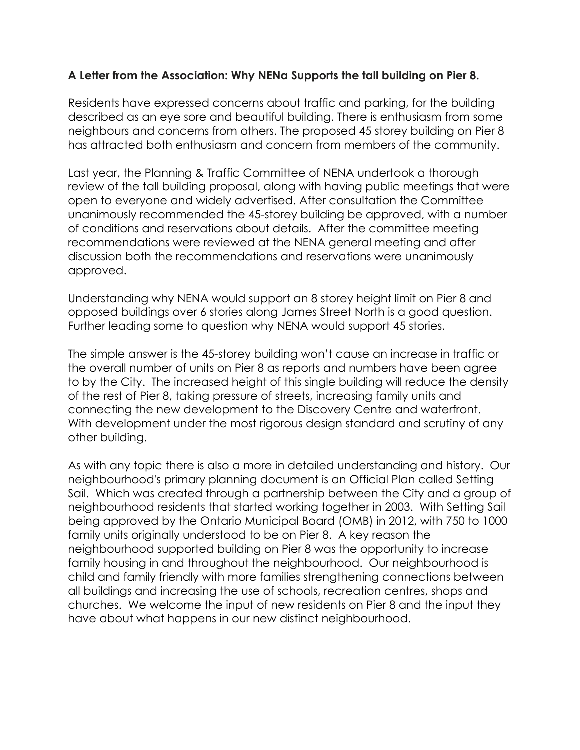**A Letter from the Association: Why NENa Supports the tall building on Pier 8.**

Residents have expressed concerns about traffic and parking, for the building described as an eye sore and beautiful building. There is enthusiasm from some neighbours and concerns from others. The proposed 45 storey building on Pier 8 has attracted both enthusiasm and concern from members of the community.

Last year, the Planning & Traffic Committee of NENA undertook a thorough review of the tall building proposal, along with having public meetings that were open to everyone and widely advertised. After consultation the Committee unanimously recommended the 45-storey building be approved, with a number of conditions and reservations about details. After the committee meeting recommendations were reviewed at the NENA general meeting and after discussion both the recommendations and reservations were unanimously approved.

Understanding why NENA would support an 8 storey height limit on Pier 8 and opposed buildings over 6 stories along James Street North is a good question. Further leading some to question why NENA would support 45 stories.

The simple answer is the 45-storey building won't cause an increase in traffic or the overall number of units on Pier 8 as reports and numbers have been agree to by the City. The increased height of this single building will reduce the density of the rest of Pier 8, taking pressure of streets, increasing family units and connecting the new development to the Discovery Centre and waterfront. With development under the most rigorous design standard and scrutiny of any other building.

As with any topic there is also a more in detailed understanding and history. Our neighbourhood's primary planning document is an Official Plan called Setting Sail. Which was created through a partnership between the City and a group of neighbourhood residents that started working together in 2003. With Setting Sail being approved by the Ontario Municipal Board (OMB) in 2012, with 750 to 1000 family units originally understood to be on Pier 8. A key reason the neighbourhood supported building on Pier 8 was the opportunity to increase family housing in and throughout the neighbourhood. Our neighbourhood is child and family friendly with more families strengthening connections between all buildings and increasing the use of schools, recreation centres, shops and churches. We welcome the input of new residents on Pier 8 and the input they have about what happens in our new distinct neighbourhood.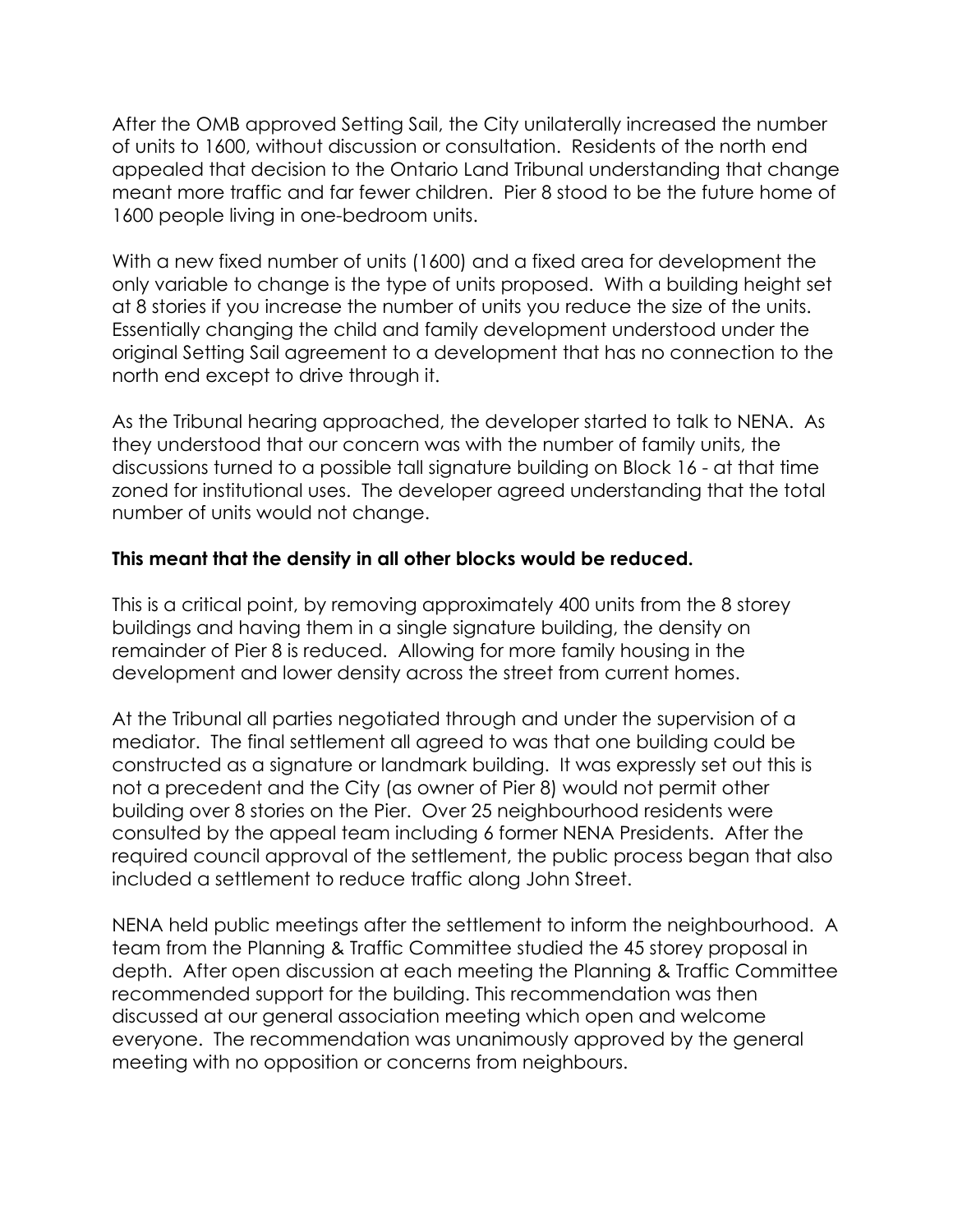After the OMB approved Setting Sail, the City unilaterally increased the number of units to 1600, without discussion or consultation. Residents of the north end appealed that decision to the Ontario Land Tribunal understanding that change meant more traffic and far fewer children. Pier 8 stood to be the future home of 1600 people living in one-bedroom units.

With a new fixed number of units (1600) and a fixed area for development the only variable to change is the type of units proposed. With a building height set at 8 stories if you increase the number of units you reduce the size of the units. Essentially changing the child and family development understood under the original Setting Sail agreement to a development that has no connection to the north end except to drive through it.

As the Tribunal hearing approached, the developer started to talk to NENA. As they understood that our concern was with the number of family units, the discussions turned to a possible tall signature building on Block 16 - at that time zoned for institutional uses. The developer agreed understanding that the total number of units would not change.

**This meant that the density in all other blocks would be reduced.**

This is a critical point, by removing approximately 400 units from the 8 storey buildings and having them in a single signature building, the density on remainder of Pier 8 is reduced. Allowing for more family housing in the development and lower density across the street from current homes.

At the Tribunal all parties negotiated through and under the supervision of a mediator. The final settlement all agreed to was that one building could be constructed as a signature or landmark building. It was expressly set out this is not a precedent and the City (as owner of Pier 8) would not permit other building over 8 stories on the Pier. Over 25 neighbourhood residents were consulted by the appeal team including 6 former NENA Presidents. After the required council approval of the settlement, the public process began that also included a settlement to reduce traffic along John Street.

NENA held public meetings after the settlement to inform the neighbourhood. A team from the Planning & Traffic Committee studied the 45 storey proposal in depth. After open discussion at each meeting the Planning & Traffic Committee recommended support for the building. This recommendation was then discussed at our general association meeting which open and welcome everyone. The recommendation was unanimously approved by the general meeting with no opposition or concerns from neighbours.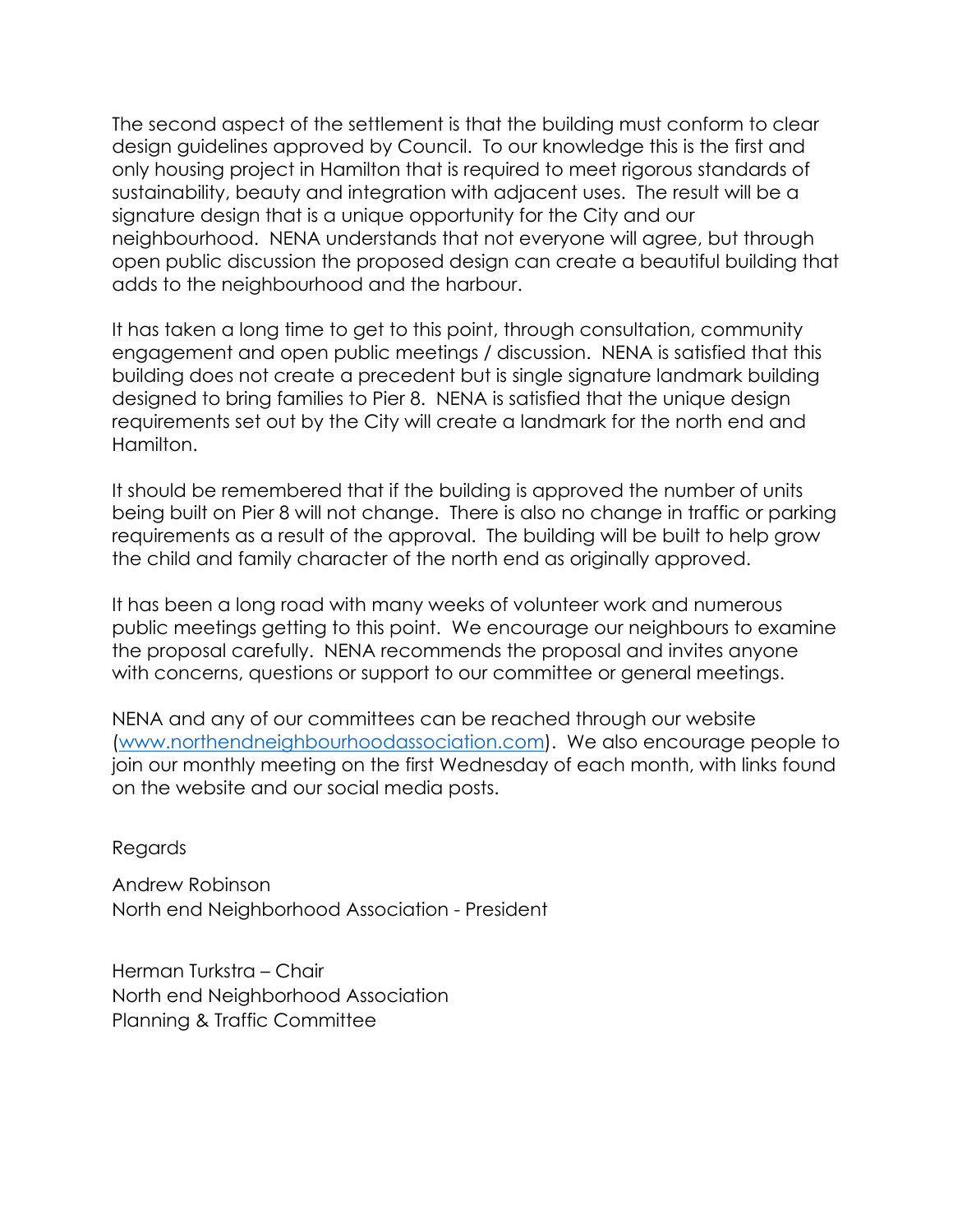The second aspect of the settlement is that the building must conform to clear design guidelines approved by Council. To our knowledge this is the first and only housing project in Hamilton that is required to meet rigorous standards of sustainability, beauty and integration with adjacent uses. The result will be a signature design that is a unique opportunity for the City and our neighbourhood. NENA understands that not everyone will agree, but through open public discussion the proposed design can create a beautiful building that adds to the neighbourhood and the harbour.

It has taken a long time to get to this point, through consultation, community engagement and open public meetings / discussion. NENA is satisfied that this building does not create a precedent but is single signature landmark building designed to bring families to Pier 8. NENA is satisfied that the unique design requirements set out by the City will create a landmark for the north end and Hamilton.

It should be remembered that if the building is approved the number of units being built on Pier 8 will not change. There is also no change in traffic or parking requirements as a result of the approval. The building will be built to help grow the child and family character of the north end as originally approved.

It has been a long road with many weeks of volunteer work and numerous public meetings getting to this point. We encourage our neighbours to examine the proposal carefully. NENA recommends the proposal and invites anyone with concerns, questions or support to our committee or general meetings.

NENA and any of our committees can be reached through our website ([www.northendneighbourhoodassociation.com](http://www.northendneighbourhoodassociation.com)). We also encourage people to join our monthly meeting on the first Wednesday of each month, with links found on the website and our social media posts.

Regards

Andrew Robinson
North end Neighborhood Association - President

Herman Turkstra – Chair
North end Neighborhood Association
Planning & Traffic Committee